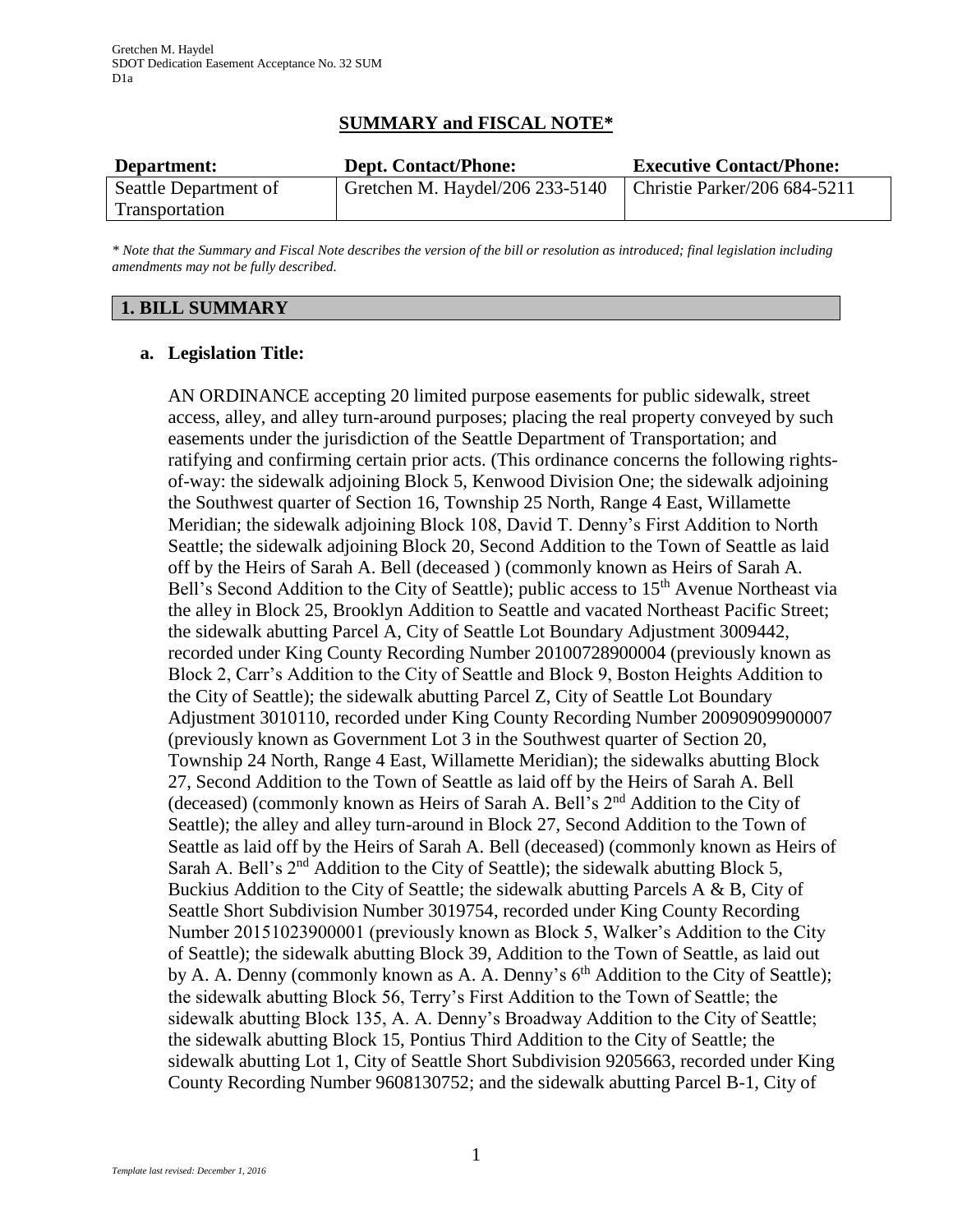## SUMMARY and FISCAL NOTE*

| Department: | Dept. Contact/Phone: | Executive Contact/Phone: |
|---|---|---|
| Seattle Department of Transportation | Gretchen M. Haydel/206 233-5140 | Christie Parker/206 684-5211 |

*\* Note that the Summary and Fiscal Note describes the version of the bill or resolution as introduced; final legislation including amendments may not be fully described.*

### 1. BILL SUMMARY

**a. Legislation Title:**

AN ORDINANCE accepting 20 limited purpose easements for public sidewalk, street access, alley, and alley turn-around purposes; placing the real property conveyed by such easements under the jurisdiction of the Seattle Department of Transportation; and ratifying and confirming certain prior acts. (This ordinance concerns the following rights-of-way: the sidewalk adjoining Block 5, Kenwood Division One; the sidewalk adjoining the Southwest quarter of Section 16, Township 25 North, Range 4 East, Willamette Meridian; the sidewalk adjoining Block 108, David T. Denny's First Addition to North Seattle; the sidewalk adjoining Block 20, Second Addition to the Town of Seattle as laid off by the Heirs of Sarah A. Bell (deceased ) (commonly known as Heirs of Sarah A. Bell's Second Addition to the City of Seattle); public access to 15th Avenue Northeast via the alley in Block 25, Brooklyn Addition to Seattle and vacated Northeast Pacific Street; the sidewalk abutting Parcel A, City of Seattle Lot Boundary Adjustment 3009442, recorded under King County Recording Number 20100728900004 (previously known as Block 2, Carr's Addition to the City of Seattle and Block 9, Boston Heights Addition to the City of Seattle); the sidewalk abutting Parcel Z, City of Seattle Lot Boundary Adjustment 3010110, recorded under King County Recording Number 20090909900007 (previously known as Government Lot 3 in the Southwest quarter of Section 20, Township 24 North, Range 4 East, Willamette Meridian); the sidewalks abutting Block 27, Second Addition to the Town of Seattle as laid off by the Heirs of Sarah A. Bell (deceased) (commonly known as Heirs of Sarah A. Bell's 2nd Addition to the City of Seattle); the alley and alley turn-around in Block 27, Second Addition to the Town of Seattle as laid off by the Heirs of Sarah A. Bell (deceased) (commonly known as Heirs of Sarah A. Bell's 2nd Addition to the City of Seattle); the sidewalk abutting Block 5, Buckius Addition to the City of Seattle; the sidewalk abutting Parcels A & B, City of Seattle Short Subdivision Number 3019754, recorded under King County Recording Number 20151023900001 (previously known as Block 5, Walker's Addition to the City of Seattle); the sidewalk abutting Block 39, Addition to the Town of Seattle, as laid out by A. A. Denny (commonly known as A. A. Denny's 6th Addition to the City of Seattle); the sidewalk abutting Block 56, Terry's First Addition to the Town of Seattle; the sidewalk abutting Block 135, A. A. Denny's Broadway Addition to the City of Seattle; the sidewalk abutting Block 15, Pontius Third Addition to the City of Seattle; the sidewalk abutting Lot 1, City of Seattle Short Subdivision 9205663, recorded under King County Recording Number 9608130752; and the sidewalk abutting Parcel B-1, City of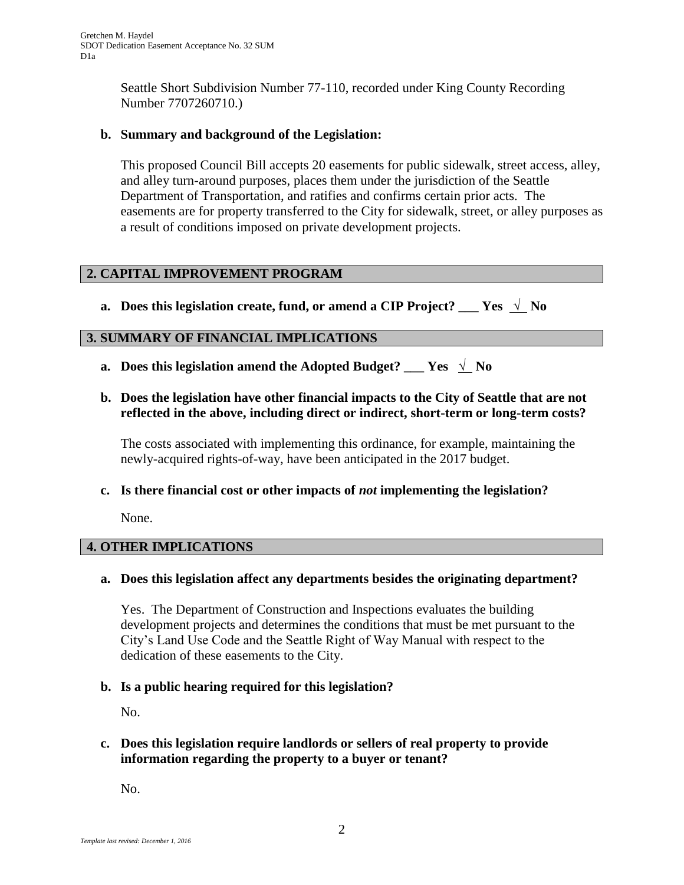Seattle Short Subdivision Number 77-110, recorded under King County Recording Number 7707260710.)

**b. Summary and background of the Legislation:**

This proposed Council Bill accepts 20 easements for public sidewalk, street access, alley, and alley turn-around purposes, places them under the jurisdiction of the Seattle Department of Transportation, and ratifies and confirms certain prior acts. The easements are for property transferred to the City for sidewalk, street, or alley purposes as a result of conditions imposed on private development projects.

## 2. CAPITAL IMPROVEMENT PROGRAM

**a. Does this legislation create, fund, or amend a CIP Project? ___ Yes _√_ No**

## 3. SUMMARY OF FINANCIAL IMPLICATIONS

**a. Does this legislation amend the Adopted Budget? ___ Yes _√_ No**

**b. Does the legislation have other financial impacts to the City of Seattle that are not reflected in the above, including direct or indirect, short-term or long-term costs?**

The costs associated with implementing this ordinance, for example, maintaining the newly-acquired rights-of-way, have been anticipated in the 2017 budget.

**c. Is there financial cost or other impacts of *not* implementing the legislation?**

None.

## 4. OTHER IMPLICATIONS

**a. Does this legislation affect any departments besides the originating department?**

Yes. The Department of Construction and Inspections evaluates the building development projects and determines the conditions that must be met pursuant to the City's Land Use Code and the Seattle Right of Way Manual with respect to the dedication of these easements to the City.

**b. Is a public hearing required for this legislation?**

No.

**c. Does this legislation require landlords or sellers of real property to provide information regarding the property to a buyer or tenant?**

No.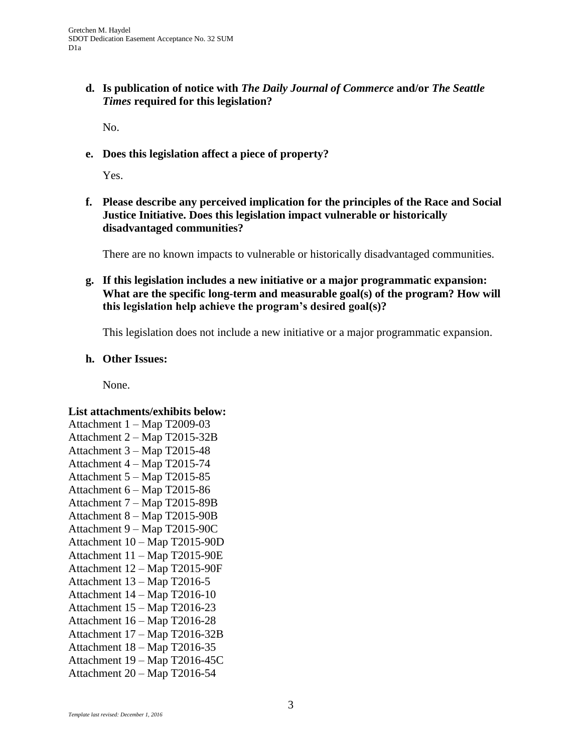**d. Is publication of notice with *The Daily Journal of Commerce* and/or *The Seattle Times* required for this legislation?**

No.

**e. Does this legislation affect a piece of property?**

Yes.

**f. Please describe any perceived implication for the principles of the Race and Social Justice Initiative. Does this legislation impact vulnerable or historically disadvantaged communities?**

There are no known impacts to vulnerable or historically disadvantaged communities.

**g. If this legislation includes a new initiative or a major programmatic expansion: What are the specific long-term and measurable goal(s) of the program? How will this legislation help achieve the program's desired goal(s)?**

This legislation does not include a new initiative or a major programmatic expansion.

**h. Other Issues:**

None.

**List attachments/exhibits below:**

Attachment 1 – Map T2009-03
Attachment 2 – Map T2015-32B
Attachment 3 – Map T2015-48
Attachment 4 – Map T2015-74
Attachment 5 – Map T2015-85
Attachment 6 – Map T2015-86
Attachment 7 – Map T2015-89B
Attachment 8 – Map T2015-90B
Attachment 9 – Map T2015-90C
Attachment 10 – Map T2015-90D
Attachment 11 – Map T2015-90E
Attachment 12 – Map T2015-90F
Attachment 13 – Map T2016-5
Attachment 14 – Map T2016-10
Attachment 15 – Map T2016-23
Attachment 16 – Map T2016-28
Attachment 17 – Map T2016-32B
Attachment 18 – Map T2016-35
Attachment 19 – Map T2016-45C
Attachment 20 – Map T2016-54